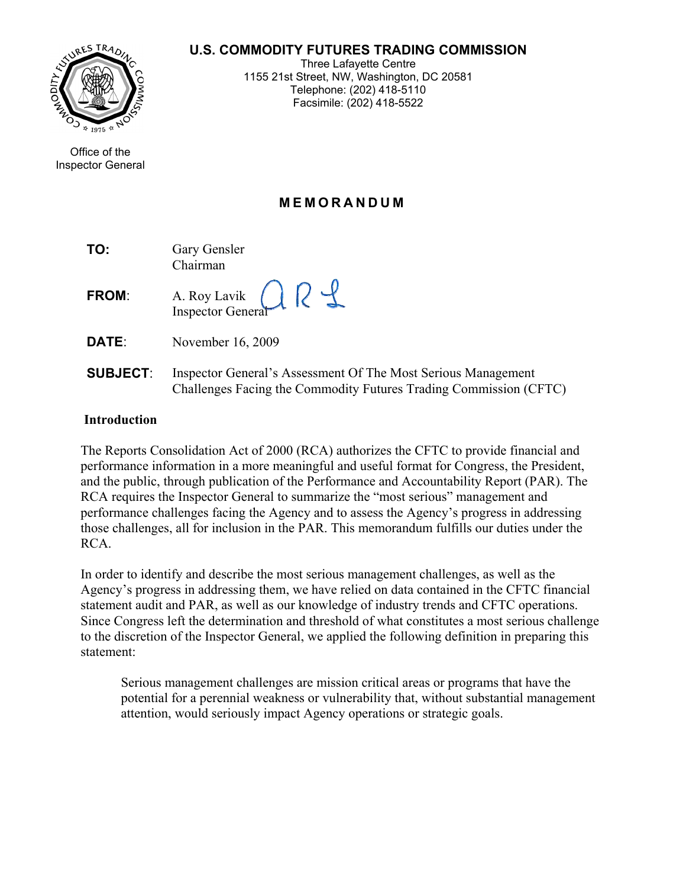**U.S. COMMODITY FUTURES TRADING COMMISSION**

Three Lafayette Centre
1155 21st Street, NW, Washington, DC 20581
Telephone: (202) 418-5110
Facsimile: (202) 418-5522

Office of the
Inspector General

# MEMORANDUM

**TO:** Gary Gensler
Chairman

**FROM:** A. Roy Lavik
Inspector General

**DATE:** November 16, 2009

**SUBJECT:** Inspector General's Assessment Of The Most Serious Management Challenges Facing the Commodity Futures Trading Commission (CFTC)

## Introduction

The Reports Consolidation Act of 2000 (RCA) authorizes the CFTC to provide financial and performance information in a more meaningful and useful format for Congress, the President, and the public, through publication of the Performance and Accountability Report (PAR). The RCA requires the Inspector General to summarize the "most serious" management and performance challenges facing the Agency and to assess the Agency's progress in addressing those challenges, all for inclusion in the PAR. This memorandum fulfills our duties under the RCA.

In order to identify and describe the most serious management challenges, as well as the Agency's progress in addressing them, we have relied on data contained in the CFTC financial statement audit and PAR, as well as our knowledge of industry trends and CFTC operations. Since Congress left the determination and threshold of what constitutes a most serious challenge to the discretion of the Inspector General, we applied the following definition in preparing this statement:

> Serious management challenges are mission critical areas or programs that have the potential for a perennial weakness or vulnerability that, without substantial management attention, would seriously impact Agency operations or strategic goals.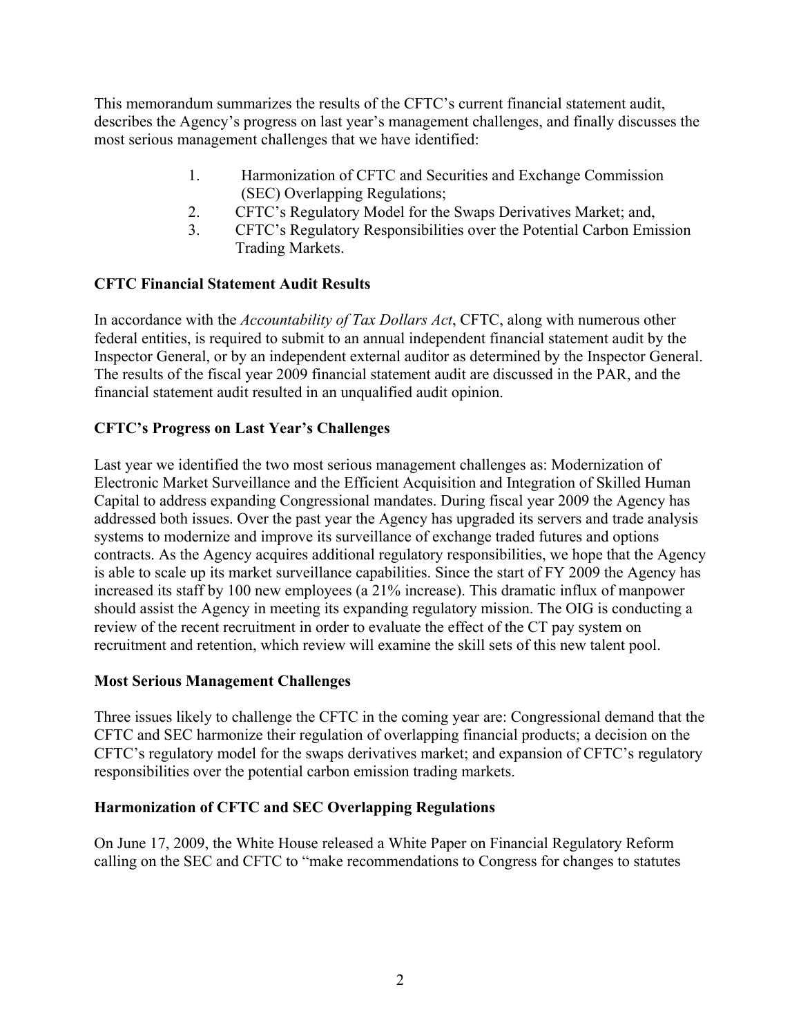This memorandum summarizes the results of the CFTC's current financial statement audit, describes the Agency's progress on last year's management challenges, and finally discusses the most serious management challenges that we have identified:

1. Harmonization of CFTC and Securities and Exchange Commission (SEC) Overlapping Regulations;
2. CFTC's Regulatory Model for the Swaps Derivatives Market; and,
3. CFTC's Regulatory Responsibilities over the Potential Carbon Emission Trading Markets.

**CFTC Financial Statement Audit Results**

In accordance with the *Accountability of Tax Dollars Act*, CFTC, along with numerous other federal entities, is required to submit to an annual independent financial statement audit by the Inspector General, or by an independent external auditor as determined by the Inspector General. The results of the fiscal year 2009 financial statement audit are discussed in the PAR, and the financial statement audit resulted in an unqualified audit opinion.

**CFTC's Progress on Last Year's Challenges**

Last year we identified the two most serious management challenges as: Modernization of Electronic Market Surveillance and the Efficient Acquisition and Integration of Skilled Human Capital to address expanding Congressional mandates. During fiscal year 2009 the Agency has addressed both issues. Over the past year the Agency has upgraded its servers and trade analysis systems to modernize and improve its surveillance of exchange traded futures and options contracts. As the Agency acquires additional regulatory responsibilities, we hope that the Agency is able to scale up its market surveillance capabilities. Since the start of FY 2009 the Agency has increased its staff by 100 new employees (a 21% increase). This dramatic influx of manpower should assist the Agency in meeting its expanding regulatory mission. The OIG is conducting a review of the recent recruitment in order to evaluate the effect of the CT pay system on recruitment and retention, which review will examine the skill sets of this new talent pool.

**Most Serious Management Challenges**

Three issues likely to challenge the CFTC in the coming year are: Congressional demand that the CFTC and SEC harmonize their regulation of overlapping financial products; a decision on the CFTC's regulatory model for the swaps derivatives market; and expansion of CFTC's regulatory responsibilities over the potential carbon emission trading markets.

**Harmonization of CFTC and SEC Overlapping Regulations**

On June 17, 2009, the White House released a White Paper on Financial Regulatory Reform calling on the SEC and CFTC to "make recommendations to Congress for changes to statutes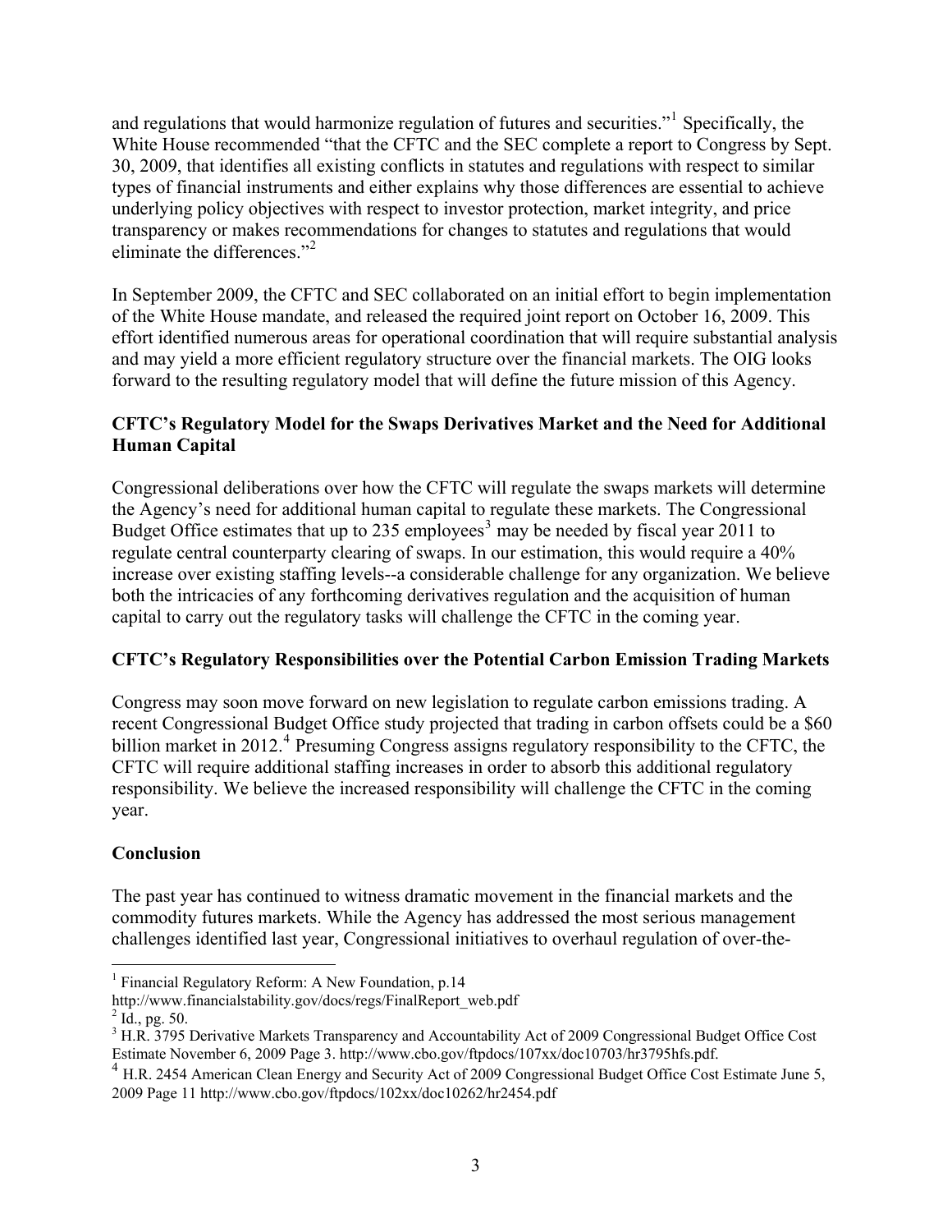and regulations that would harmonize regulation of futures and securities."[1] Specifically, the White House recommended "that the CFTC and the SEC complete a report to Congress by Sept. 30, 2009, that identifies all existing conflicts in statutes and regulations with respect to similar types of financial instruments and either explains why those differences are essential to achieve underlying policy objectives with respect to investor protection, market integrity, and price transparency or makes recommendations for changes to statutes and regulations that would eliminate the differences."[2]

In September 2009, the CFTC and SEC collaborated on an initial effort to begin implementation of the White House mandate, and released the required joint report on October 16, 2009. This effort identified numerous areas for operational coordination that will require substantial analysis and may yield a more efficient regulatory structure over the financial markets. The OIG looks forward to the resulting regulatory model that will define the future mission of this Agency.

**CFTC's Regulatory Model for the Swaps Derivatives Market and the Need for Additional Human Capital**

Congressional deliberations over how the CFTC will regulate the swaps markets will determine the Agency's need for additional human capital to regulate these markets. The Congressional Budget Office estimates that up to 235 employees[3] may be needed by fiscal year 2011 to regulate central counterparty clearing of swaps. In our estimation, this would require a 40% increase over existing staffing levels--a considerable challenge for any organization. We believe both the intricacies of any forthcoming derivatives regulation and the acquisition of human capital to carry out the regulatory tasks will challenge the CFTC in the coming year.

**CFTC's Regulatory Responsibilities over the Potential Carbon Emission Trading Markets**

Congress may soon move forward on new legislation to regulate carbon emissions trading. A recent Congressional Budget Office study projected that trading in carbon offsets could be a $60 billion market in 2012.[4] Presuming Congress assigns regulatory responsibility to the CFTC, the CFTC will require additional staffing increases in order to absorb this additional regulatory responsibility. We believe the increased responsibility will challenge the CFTC in the coming year.

**Conclusion**

The past year has continued to witness dramatic movement in the financial markets and the commodity futures markets. While the Agency has addressed the most serious management challenges identified last year, Congressional initiatives to overhaul regulation of over-the-

---

[1] Financial Regulatory Reform: A New Foundation, p.14 http://www.financialstability.gov/docs/regs/FinalReport_web.pdf

[2] Id., pg. 50.

[3] H.R. 3795 Derivative Markets Transparency and Accountability Act of 2009 Congressional Budget Office Cost Estimate November 6, 2009 Page 3. http://www.cbo.gov/ftpdocs/107xx/doc10703/hr3795hfs.pdf.

[4] H.R. 2454 American Clean Energy and Security Act of 2009 Congressional Budget Office Cost Estimate June 5, 2009 Page 11 http://www.cbo.gov/ftpdocs/102xx/doc10262/hr2454.pdf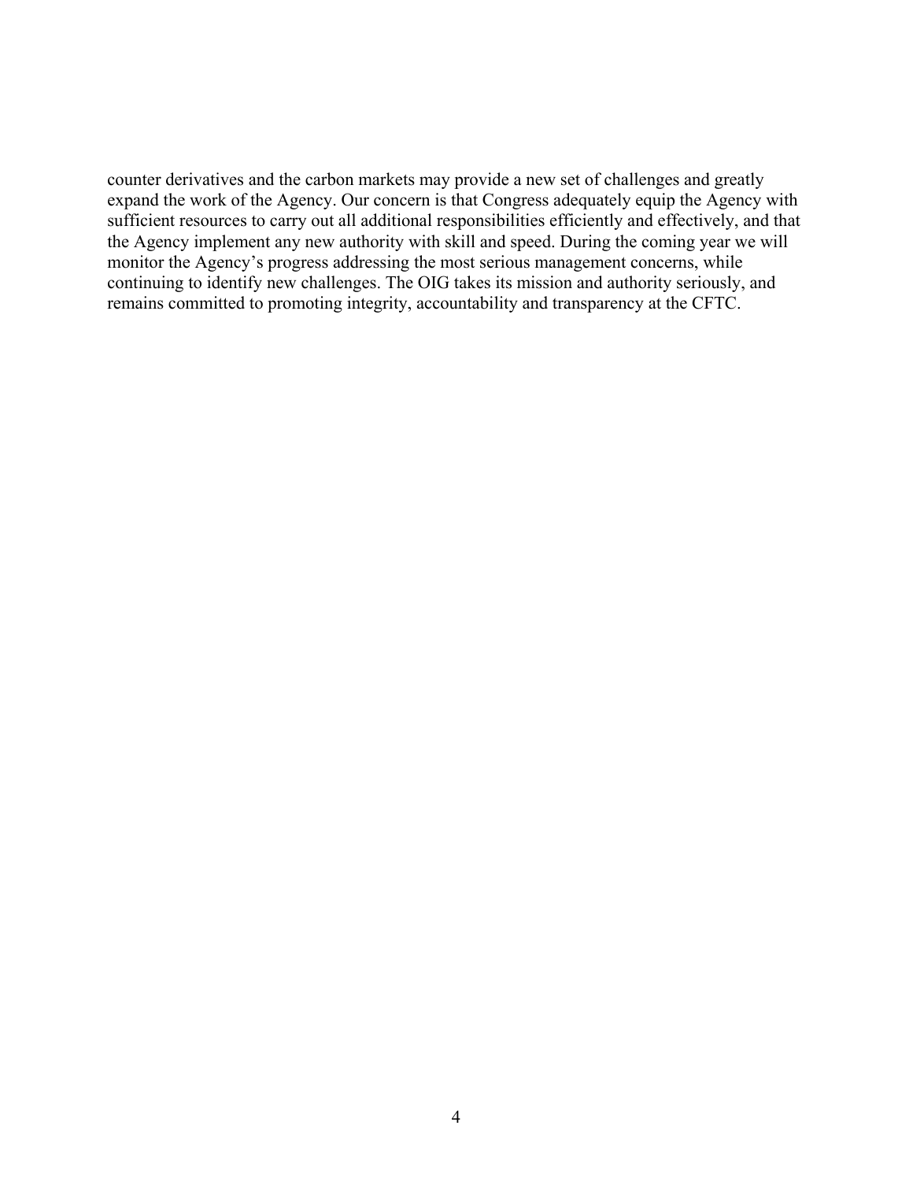counter derivatives and the carbon markets may provide a new set of challenges and greatly expand the work of the Agency. Our concern is that Congress adequately equip the Agency with sufficient resources to carry out all additional responsibilities efficiently and effectively, and that the Agency implement any new authority with skill and speed. During the coming year we will monitor the Agency's progress addressing the most serious management concerns, while continuing to identify new challenges. The OIG takes its mission and authority seriously, and remains committed to promoting integrity, accountability and transparency at the CFTC.